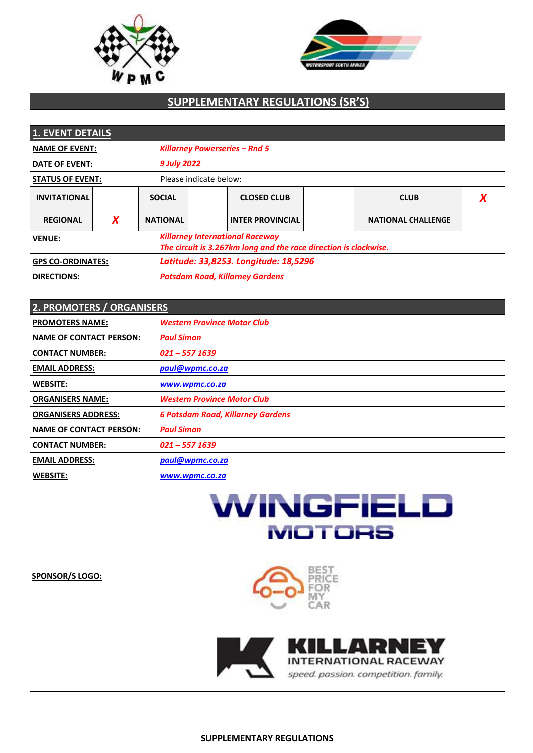# SUPPLEMENTARY REGULATIONS (SR'S)

| 1. EVENT DETAILS | | | | | | | |
|---|---|---|---|---|---|---|---|
| NAME OF EVENT: | *Killarney Powerseries – Rnd 5* | | | | | | |
| DATE OF EVENT: | *9 July 2022* | | | | | | |
| STATUS OF EVENT: | Please indicate below: | | | | | | |
| INVITATIONAL | | SOCIAL | | CLOSED CLUB | | CLUB | *X* |
| REGIONAL | *X* | NATIONAL | | INTER PROVINCIAL | | NATIONAL CHALLENGE | |
| VENUE: | *Killarney International Raceway*<br>*The circuit is 3.267km long and the race direction is clockwise.* | | | | | | |
| GPS CO-ORDINATES: | *Latitude: 33,8253. Longitude: 18,5296* | | | | | | |
| DIRECTIONS: | *Potsdam Road, Killarney Gardens* | | | | | | |

| 2. PROMOTERS / ORGANISERS | |
|---|---|
| PROMOTERS NAME: | *Western Province Motor Club* |
| NAME OF CONTACT PERSON: | *Paul Simon* |
| CONTACT NUMBER: | *021 – 557 1639* |
| EMAIL ADDRESS: | *paul@wpmc.co.za* |
| WEBSITE: | *www.wpmc.co.za* |
| ORGANISERS NAME: | *Western Province Motor Club* |
| ORGANISERS ADDRESS: | *6 Potsdam Road, Killarney Gardens* |
| NAME OF CONTACT PERSON: | *Paul Simon* |
| CONTACT NUMBER: | *021 – 557 1639* |
| EMAIL ADDRESS: | *paul@wpmc.co.za* |
| WEBSITE: | *www.wpmc.co.za* |
| SPONSOR/S LOGO: | WINGFIELD MOTORS<br>BEST PRICE FOR MY CAR<br>KILLARNEY INTERNATIONAL RACEWAY speed. passion. competition. family. |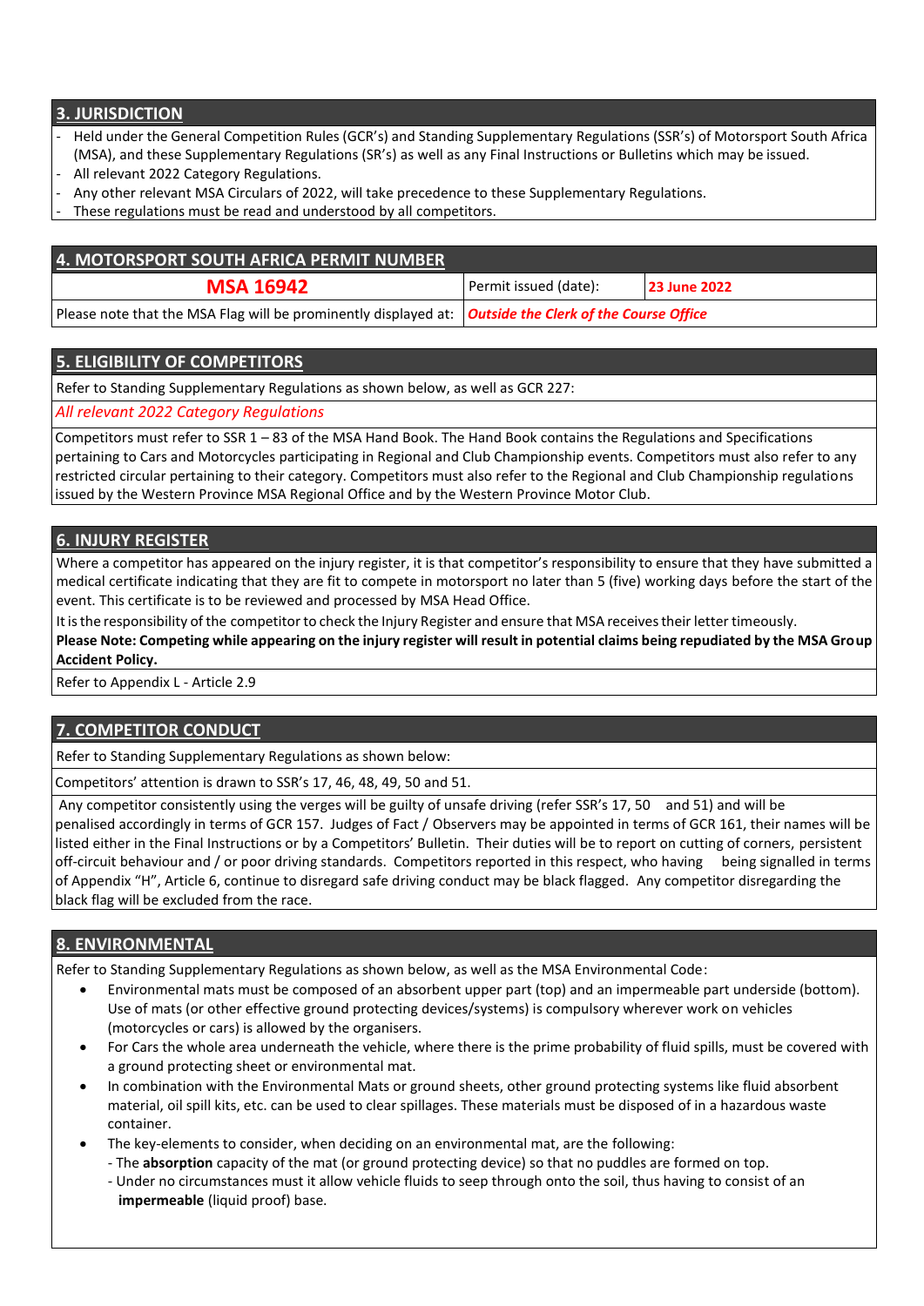## 3. JURISDICTION

- Held under the General Competition Rules (GCR's) and Standing Supplementary Regulations (SSR's) of Motorsport South Africa (MSA), and these Supplementary Regulations (SR's) as well as any Final Instructions or Bulletins which may be issued.
- All relevant 2022 Category Regulations.
- Any other relevant MSA Circulars of 2022, will take precedence to these Supplementary Regulations.
- These regulations must be read and understood by all competitors.

## 4. MOTORSPORT SOUTH AFRICA PERMIT NUMBER

| **MSA 16942** | Permit issued (date): | **23 June 2022** |
|---|---|---|
| Please note that the MSA Flag will be prominently displayed at: | ***Outside the Clerk of the Course Office*** | |

## 5. ELIGIBILITY OF COMPETITORS

Refer to Standing Supplementary Regulations as shown below, as well as GCR 227:

*All relevant 2022 Category Regulations*

Competitors must refer to SSR 1 – 83 of the MSA Hand Book. The Hand Book contains the Regulations and Specifications pertaining to Cars and Motorcycles participating in Regional and Club Championship events. Competitors must also refer to any restricted circular pertaining to their category. Competitors must also refer to the Regional and Club Championship regulations issued by the Western Province MSA Regional Office and by the Western Province Motor Club.

## 6. INJURY REGISTER

Where a competitor has appeared on the injury register, it is that competitor's responsibility to ensure that they have submitted a medical certificate indicating that they are fit to compete in motorsport no later than 5 (five) working days before the start of the event. This certificate is to be reviewed and processed by MSA Head Office.

It is the responsibility of the competitor to check the Injury Register and ensure that MSA receives their letter timeously.

**Please Note: Competing while appearing on the injury register will result in potential claims being repudiated by the MSA Group Accident Policy.**

Refer to Appendix L - Article 2.9

## 7. COMPETITOR CONDUCT

Refer to Standing Supplementary Regulations as shown below:

Competitors' attention is drawn to SSR's 17, 46, 48, 49, 50 and 51.

Any competitor consistently using the verges will be guilty of unsafe driving (refer SSR's 17, 50 and 51) and will be penalised accordingly in terms of GCR 157. Judges of Fact / Observers may be appointed in terms of GCR 161, their names will be listed either in the Final Instructions or by a Competitors' Bulletin. Their duties will be to report on cutting of corners, persistent off-circuit behaviour and / or poor driving standards. Competitors reported in this respect, who having being signalled in terms of Appendix "H", Article 6, continue to disregard safe driving conduct may be black flagged. Any competitor disregarding the black flag will be excluded from the race.

## 8. ENVIRONMENTAL

Refer to Standing Supplementary Regulations as shown below, as well as the MSA Environmental Code:

- Environmental mats must be composed of an absorbent upper part (top) and an impermeable part underside (bottom). Use of mats (or other effective ground protecting devices/systems) is compulsory wherever work on vehicles (motorcycles or cars) is allowed by the organisers.
- For Cars the whole area underneath the vehicle, where there is the prime probability of fluid spills, must be covered with a ground protecting sheet or environmental mat.
- In combination with the Environmental Mats or ground sheets, other ground protecting systems like fluid absorbent material, oil spill kits, etc. can be used to clear spillages. These materials must be disposed of in a hazardous waste container.
- The key-elements to consider, when deciding on an environmental mat, are the following:
  - The **absorption** capacity of the mat (or ground protecting device) so that no puddles are formed on top.
  - Under no circumstances must it allow vehicle fluids to seep through onto the soil, thus having to consist of an **impermeable** (liquid proof) base.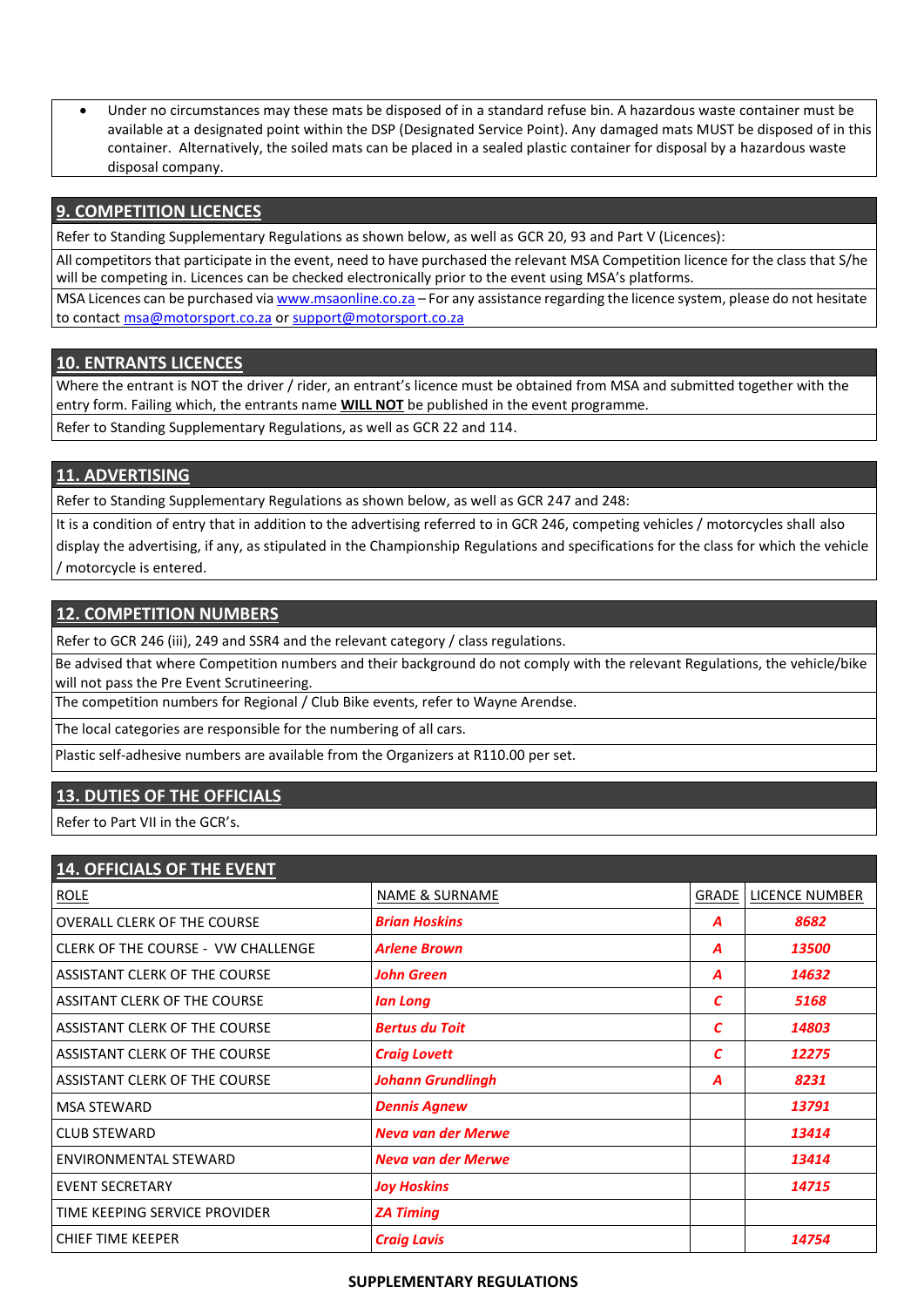- Under no circumstances may these mats be disposed of in a standard refuse bin. A hazardous waste container must be available at a designated point within the DSP (Designated Service Point). Any damaged mats MUST be disposed of in this container. Alternatively, the soiled mats can be placed in a sealed plastic container for disposal by a hazardous waste disposal company.

## 9. COMPETITION LICENCES

Refer to Standing Supplementary Regulations as shown below, as well as GCR 20, 93 and Part V (Licences):

All competitors that participate in the event, need to have purchased the relevant MSA Competition licence for the class that S/he will be competing in. Licences can be checked electronically prior to the event using MSA's platforms.

MSA Licences can be purchased via www.msaonline.co.za – For any assistance regarding the licence system, please do not hesitate to contact msa@motorsport.co.za or support@motorsport.co.za

## 10. ENTRANTS LICENCES

Where the entrant is NOT the driver / rider, an entrant's licence must be obtained from MSA and submitted together with the entry form. Failing which, the entrants name **WILL NOT** be published in the event programme.

Refer to Standing Supplementary Regulations, as well as GCR 22 and 114.

## 11. ADVERTISING

Refer to Standing Supplementary Regulations as shown below, as well as GCR 247 and 248:

It is a condition of entry that in addition to the advertising referred to in GCR 246, competing vehicles / motorcycles shall also display the advertising, if any, as stipulated in the Championship Regulations and specifications for the class for which the vehicle / motorcycle is entered.

## 12. COMPETITION NUMBERS

Refer to GCR 246 (iii), 249 and SSR4 and the relevant category / class regulations.

Be advised that where Competition numbers and their background do not comply with the relevant Regulations, the vehicle/bike will not pass the Pre Event Scrutineering.

The competition numbers for Regional / Club Bike events, refer to Wayne Arendse.

The local categories are responsible for the numbering of all cars.

Plastic self-adhesive numbers are available from the Organizers at R110.00 per set.

## 13. DUTIES OF THE OFFICIALS

Refer to Part VII in the GCR's.

## 14. OFFICIALS OF THE EVENT

| ROLE | NAME & SURNAME | GRADE | LICENCE NUMBER |
|---|---|---|---|
| OVERALL CLERK OF THE COURSE | *Brian Hoskins* | *A* | *8682* |
| CLERK OF THE COURSE - VW CHALLENGE | *Arlene Brown* | *A* | *13500* |
| ASSISTANT CLERK OF THE COURSE | *John Green* | *A* | *14632* |
| ASSITANT CLERK OF THE COURSE | *Ian Long* | *C* | *5168* |
| ASSISTANT CLERK OF THE COURSE | *Bertus du Toit* | *C* | *14803* |
| ASSISTANT CLERK OF THE COURSE | *Craig Lovett* | *C* | *12275* |
| ASSISTANT CLERK OF THE COURSE | *Johann Grundlingh* | *A* | *8231* |
| MSA STEWARD | *Dennis Agnew* | | *13791* |
| CLUB STEWARD | *Neva van der Merwe* | | *13414* |
| ENVIRONMENTAL STEWARD | *Neva van der Merwe* | | *13414* |
| EVENT SECRETARY | *Joy Hoskins* | | *14715* |
| TIME KEEPING SERVICE PROVIDER | *ZA Timing* | | |
| CHIEF TIME KEEPER | *Craig Lavis* | | *14754* |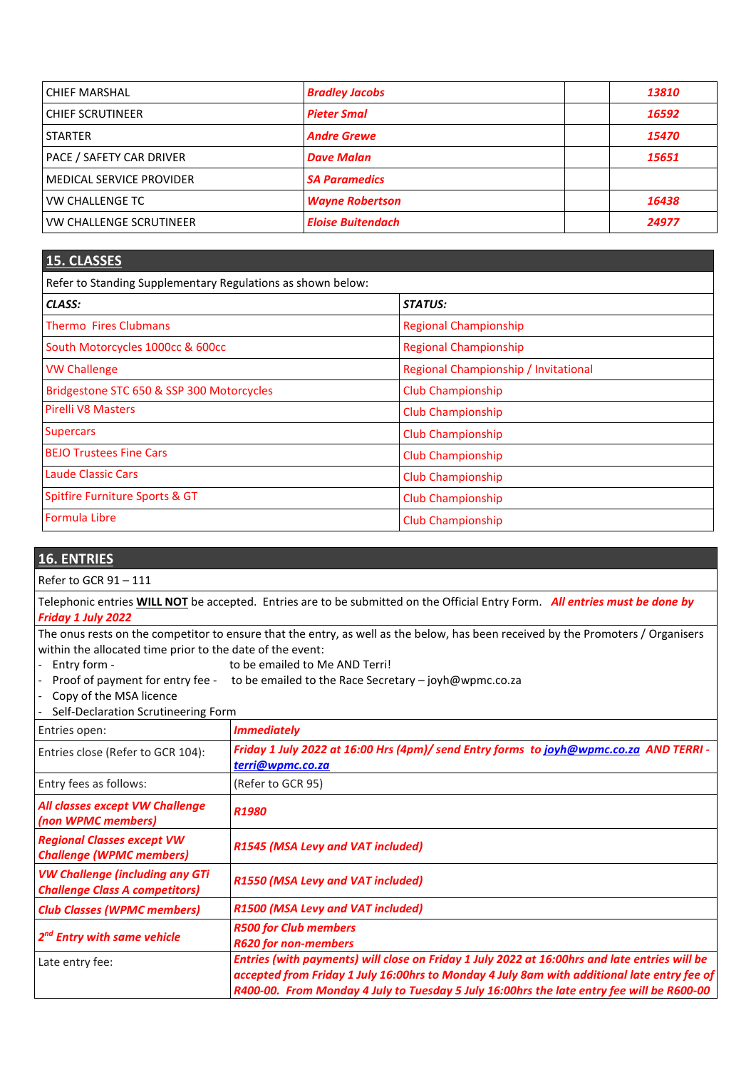| CHIEF MARSHAL | ***Bradley Jacobs*** | | ***13810*** |
|---|---|---|---|
| CHIEF SCRUTINEER | ***Pieter Smal*** | | ***16592*** |
| STARTER | ***Andre Grewe*** | | ***15470*** |
| PACE / SAFETY CAR DRIVER | ***Dave Malan*** | | ***15651*** |
| MEDICAL SERVICE PROVIDER | ***SA Paramedics*** | | |
| VW CHALLENGE TC | ***Wayne Robertson*** | | ***16438*** |
| VW CHALLENGE SCRUTINEER | ***Eloise Buitendach*** | | ***24977*** |

## 15. CLASSES

Refer to Standing Supplementary Regulations as shown below:

| ***CLASS:*** | ***STATUS:*** |
|---|---|
| Thermo Fires Clubmans | Regional Championship |
| South Motorcycles 1000cc & 600cc | Regional Championship |
| VW Challenge | Regional Championship / Invitational |
| Bridgestone STC 650 & SSP 300 Motorcycles | Club Championship |
| Pirelli V8 Masters | Club Championship |
| Supercars | Club Championship |
| BEJO Trustees Fine Cars | Club Championship |
| Laude Classic Cars | Club Championship |
| Spitfire Furniture Sports & GT | Club Championship |
| Formula Libre | Club Championship |

## 16. ENTRIES

Refer to GCR 91 – 111

Telephonic entries **WILL NOT** be accepted. Entries are to be submitted on the Official Entry Form. ***All entries must be done by Friday 1 July 2022***

The onus rests on the competitor to ensure that the entry, as well as the below, has been received by the Promoters / Organisers within the allocated time prior to the date of the event:

- Entry form - to be emailed to Me AND Terri!
- Proof of payment for entry fee - to be emailed to the Race Secretary – joyh@wpmc.co.za
- Copy of the MSA licence
- Self-Declaration Scrutineering Form

| | |
|---|---|
| Entries open: | ***Immediately*** |
| Entries close (Refer to GCR 104): | ***Friday 1 July 2022 at 16:00 Hrs (4pm)/ send Entry forms to joyh@wpmc.co.za AND TERRI - terri@wpmc.co.za*** |
| Entry fees as follows: | (Refer to GCR 95) |
| ***All classes except VW Challenge (non WPMC members)*** | ***R1980*** |
| ***Regional Classes except VW Challenge (WPMC members)*** | ***R1545 (MSA Levy and VAT included)*** |
| ***VW Challenge (including any GTi Challenge Class A competitors)*** | ***R1550 (MSA Levy and VAT included)*** |
| ***Club Classes (WPMC members)*** | ***R1500 (MSA Levy and VAT included)*** |
| ***2nd Entry with same vehicle*** | ***R500 for Club members<br>R620 for non-members*** |
| Late entry fee: | ***Entries (with payments) will close on Friday 1 July 2022 at 16:00hrs and late entries will be accepted from Friday 1 July 16:00hrs to Monday 4 July 8am with additional late entry fee of R400-00. From Monday 4 July to Tuesday 5 July 16:00hrs the late entry fee will be R600-00*** |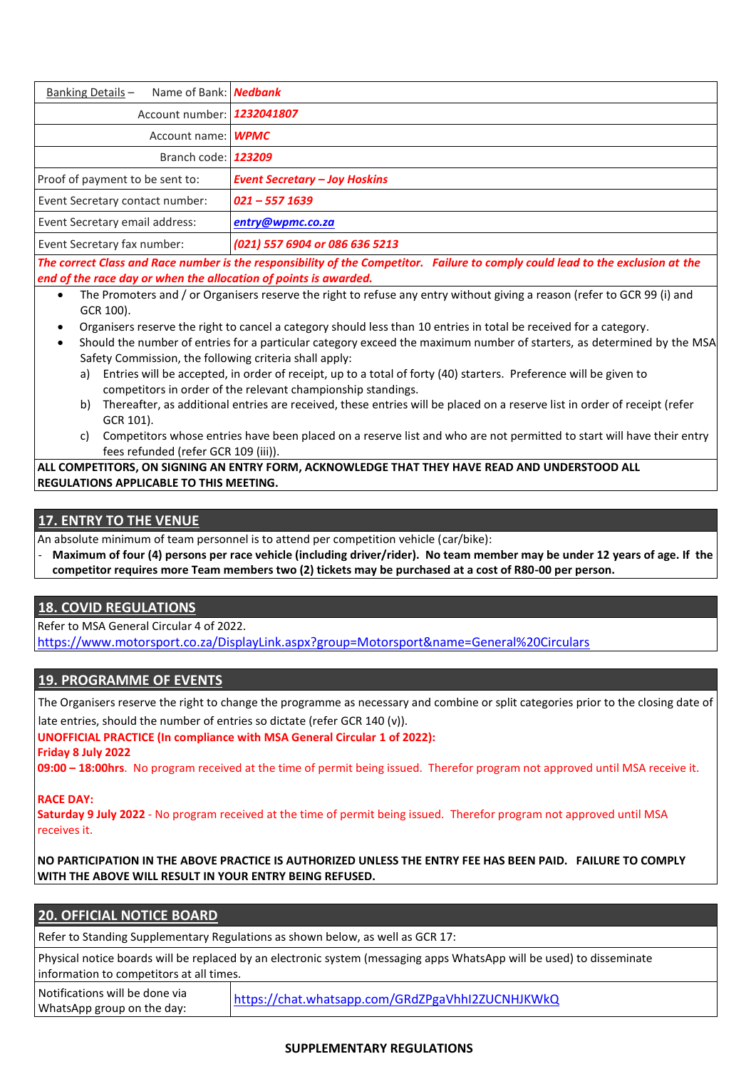| Banking Details – Name of Bank: | ***Nedbank*** |
|---|---|
| Account number: | ***1232041807*** |
| Account name: | ***WPMC*** |
| Branch code: | ***123209*** |
| Proof of payment to be sent to: | ***Event Secretary – Joy Hoskins*** |
| Event Secretary contact number: | ***021 – 557 1639*** |
| Event Secretary email address: | ***entry@wpmc.co.za*** |
| Event Secretary fax number: | ***(021) 557 6904 or 086 636 5213*** |

***The correct Class and Race number is the responsibility of the Competitor. Failure to comply could lead to the exclusion at the end of the race day or when the allocation of points is awarded.***

- The Promoters and / or Organisers reserve the right to refuse any entry without giving a reason (refer to GCR 99 (i) and GCR 100).
- Organisers reserve the right to cancel a category should less than 10 entries in total be received for a category.
- Should the number of entries for a particular category exceed the maximum number of starters, as determined by the MSA Safety Commission, the following criteria shall apply:
  a) Entries will be accepted, in order of receipt, up to a total of forty (40) starters. Preference will be given to competitors in order of the relevant championship standings.
  b) Thereafter, as additional entries are received, these entries will be placed on a reserve list in order of receipt (refer GCR 101).
  c) Competitors whose entries have been placed on a reserve list and who are not permitted to start will have their entry fees refunded (refer GCR 109 (iii)).

**ALL COMPETITORS, ON SIGNING AN ENTRY FORM, ACKNOWLEDGE THAT THEY HAVE READ AND UNDERSTOOD ALL REGULATIONS APPLICABLE TO THIS MEETING.**

## 17. ENTRY TO THE VENUE

An absolute minimum of team personnel is to attend per competition vehicle (car/bike):

- **Maximum of four (4) persons per race vehicle (including driver/rider). No team member may be under 12 years of age. If the competitor requires more Team members two (2) tickets may be purchased at a cost of R80-00 per person.**

## 18. COVID REGULATIONS

Refer to MSA General Circular 4 of 2022.
https://www.motorsport.co.za/DisplayLink.aspx?group=Motorsport&name=General%20Circulars

## 19. PROGRAMME OF EVENTS

The Organisers reserve the right to change the programme as necessary and combine or split categories prior to the closing date of late entries, should the number of entries so dictate (refer GCR 140 (v)).

**UNOFFICIAL PRACTICE (In compliance with MSA General Circular 1 of 2022):**
**Friday 8 July 2022**
**09:00 – 18:00hrs**. No program received at the time of permit being issued. Therefor program not approved until MSA receive it.

**RACE DAY:**
**Saturday 9 July 2022** - No program received at the time of permit being issued. Therefor program not approved until MSA receives it.

**NO PARTICIPATION IN THE ABOVE PRACTICE IS AUTHORIZED UNLESS THE ENTRY FEE HAS BEEN PAID. FAILURE TO COMPLY WITH THE ABOVE WILL RESULT IN YOUR ENTRY BEING REFUSED.**

## 20. OFFICIAL NOTICE BOARD

Refer to Standing Supplementary Regulations as shown below, as well as GCR 17:

Physical notice boards will be replaced by an electronic system (messaging apps WhatsApp will be used) to disseminate information to competitors at all times.

| Notifications will be done via WhatsApp group on the day: | https://chat.whatsapp.com/GRdZPgaVhhI2ZUCNHJKWkQ |
|---|---|

**SUPPLEMENTARY REGULATIONS**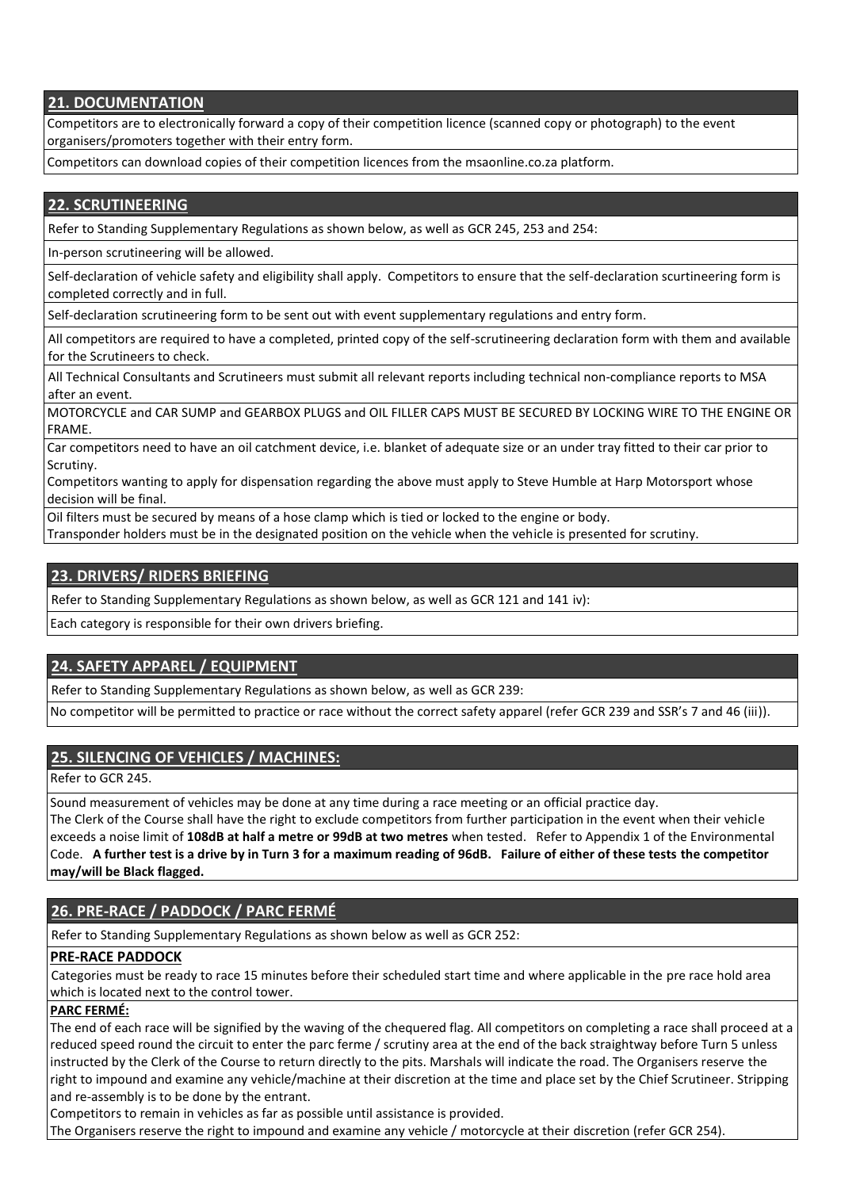## 21. DOCUMENTATION

Competitors are to electronically forward a copy of their competition licence (scanned copy or photograph) to the event organisers/promoters together with their entry form.

Competitors can download copies of their competition licences from the msaonline.co.za platform.

## 22. SCRUTINEERING

Refer to Standing Supplementary Regulations as shown below, as well as GCR 245, 253 and 254:

In-person scrutineering will be allowed.

Self-declaration of vehicle safety and eligibility shall apply. Competitors to ensure that the self-declaration scurtineering form is completed correctly and in full.

Self-declaration scrutineering form to be sent out with event supplementary regulations and entry form.

All competitors are required to have a completed, printed copy of the self-scrutineering declaration form with them and available for the Scrutineers to check.

All Technical Consultants and Scrutineers must submit all relevant reports including technical non-compliance reports to MSA after an event.

MOTORCYCLE and CAR SUMP and GEARBOX PLUGS and OIL FILLER CAPS MUST BE SECURED BY LOCKING WIRE TO THE ENGINE OR FRAME.

Car competitors need to have an oil catchment device, i.e. blanket of adequate size or an under tray fitted to their car prior to Scrutiny.

Competitors wanting to apply for dispensation regarding the above must apply to Steve Humble at Harp Motorsport whose decision will be final.

Oil filters must be secured by means of a hose clamp which is tied or locked to the engine or body.

Transponder holders must be in the designated position on the vehicle when the vehicle is presented for scrutiny.

## 23. DRIVERS/ RIDERS BRIEFING

Refer to Standing Supplementary Regulations as shown below, as well as GCR 121 and 141 iv):

Each category is responsible for their own drivers briefing.

## 24. SAFETY APPAREL / EQUIPMENT

Refer to Standing Supplementary Regulations as shown below, as well as GCR 239:

No competitor will be permitted to practice or race without the correct safety apparel (refer GCR 239 and SSR's 7 and 46 (iii)).

## 25. SILENCING OF VEHICLES / MACHINES:

Refer to GCR 245.

Sound measurement of vehicles may be done at any time during a race meeting or an official practice day.

The Clerk of the Course shall have the right to exclude competitors from further participation in the event when their vehicle exceeds a noise limit of **108dB at half a metre or 99dB at two metres** when tested. Refer to Appendix 1 of the Environmental Code. **A further test is a drive by in Turn 3 for a maximum reading of 96dB. Failure of either of these tests the competitor may/will be Black flagged.**

## 26. PRE-RACE / PADDOCK / PARC FERMÉ

Refer to Standing Supplementary Regulations as shown below as well as GCR 252:

**PRE-RACE PADDOCK**

Categories must be ready to race 15 minutes before their scheduled start time and where applicable in the pre race hold area which is located next to the control tower.

**PARC FERMÉ:**

The end of each race will be signified by the waving of the chequered flag. All competitors on completing a race shall proceed at a reduced speed round the circuit to enter the parc ferme / scrutiny area at the end of the back straightway before Turn 5 unless instructed by the Clerk of the Course to return directly to the pits. Marshals will indicate the road. The Organisers reserve the right to impound and examine any vehicle/machine at their discretion at the time and place set by the Chief Scrutineer. Stripping and re-assembly is to be done by the entrant.

Competitors to remain in vehicles as far as possible until assistance is provided.

The Organisers reserve the right to impound and examine any vehicle / motorcycle at their discretion (refer GCR 254).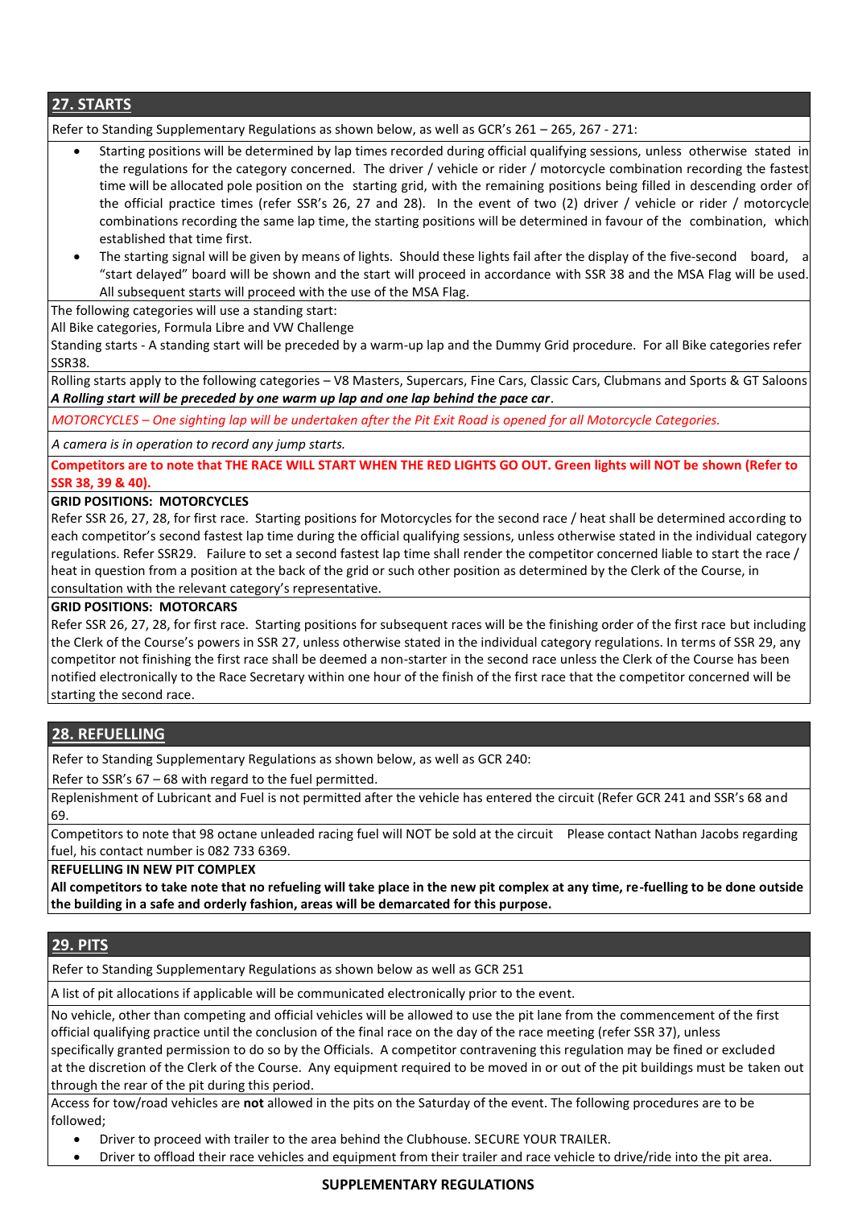## 27. STARTS

Refer to Standing Supplementary Regulations as shown below, as well as GCR's 261 – 265, 267 - 271:

- Starting positions will be determined by lap times recorded during official qualifying sessions, unless otherwise stated in the regulations for the category concerned. The driver / vehicle or rider / motorcycle combination recording the fastest time will be allocated pole position on the starting grid, with the remaining positions being filled in descending order of the official practice times (refer SSR's 26, 27 and 28). In the event of two (2) driver / vehicle or rider / motorcycle combinations recording the same lap time, the starting positions will be determined in favour of the combination, which established that time first.
- The starting signal will be given by means of lights. Should these lights fail after the display of the five-second board, a "start delayed" board will be shown and the start will proceed in accordance with SSR 38 and the MSA Flag will be used. All subsequent starts will proceed with the use of the MSA Flag.

The following categories will use a standing start:
All Bike categories, Formula Libre and VW Challenge
Standing starts - A standing start will be preceded by a warm-up lap and the Dummy Grid procedure. For all Bike categories refer SSR38.

Rolling starts apply to the following categories – V8 Masters, Supercars, Fine Cars, Classic Cars, Clubmans and Sports & GT Saloons
***A Rolling start will be preceded by one warm up lap and one lap behind the pace car***.

*MOTORCYCLES – One sighting lap will be undertaken after the Pit Exit Road is opened for all Motorcycle Categories.*

*A camera is in operation to record any jump starts.*

**Competitors are to note that THE RACE WILL START WHEN THE RED LIGHTS GO OUT. Green lights will NOT be shown (Refer to SSR 38, 39 & 40).**

**GRID POSITIONS: MOTORCYCLES**
Refer SSR 26, 27, 28, for first race. Starting positions for Motorcycles for the second race / heat shall be determined according to each competitor's second fastest lap time during the official qualifying sessions, unless otherwise stated in the individual category regulations. Refer SSR29. Failure to set a second fastest lap time shall render the competitor concerned liable to start the race / heat in question from a position at the back of the grid or such other position as determined by the Clerk of the Course, in consultation with the relevant category's representative.

**GRID POSITIONS: MOTORCARS**
Refer SSR 26, 27, 28, for first race. Starting positions for subsequent races will be the finishing order of the first race but including the Clerk of the Course's powers in SSR 27, unless otherwise stated in the individual category regulations. In terms of SSR 29, any competitor not finishing the first race shall be deemed a non-starter in the second race unless the Clerk of the Course has been notified electronically to the Race Secretary within one hour of the finish of the first race that the competitor concerned will be starting the second race.

## 28. REFUELLING

Refer to Standing Supplementary Regulations as shown below, as well as GCR 240:

Refer to SSR's 67 – 68 with regard to the fuel permitted.

Replenishment of Lubricant and Fuel is not permitted after the vehicle has entered the circuit (Refer GCR 241 and SSR's 68 and 69.

Competitors to note that 98 octane unleaded racing fuel will NOT be sold at the circuit Please contact Nathan Jacobs regarding fuel, his contact number is 082 733 6369.

**REFUELLING IN NEW PIT COMPLEX**
**All competitors to take note that no refueling will take place in the new pit complex at any time, re-fuelling to be done outside the building in a safe and orderly fashion, areas will be demarcated for this purpose.**

## 29. PITS

Refer to Standing Supplementary Regulations as shown below as well as GCR 251

A list of pit allocations if applicable will be communicated electronically prior to the event.

No vehicle, other than competing and official vehicles will be allowed to use the pit lane from the commencement of the first official qualifying practice until the conclusion of the final race on the day of the race meeting (refer SSR 37), unless specifically granted permission to do so by the Officials. A competitor contravening this regulation may be fined or excluded at the discretion of the Clerk of the Course. Any equipment required to be moved in or out of the pit buildings must be taken out through the rear of the pit during this period.

Access for tow/road vehicles are **not** allowed in the pits on the Saturday of the event. The following procedures are to be followed;

- Driver to proceed with trailer to the area behind the Clubhouse. SECURE YOUR TRAILER.
- Driver to offload their race vehicles and equipment from their trailer and race vehicle to drive/ride into the pit area.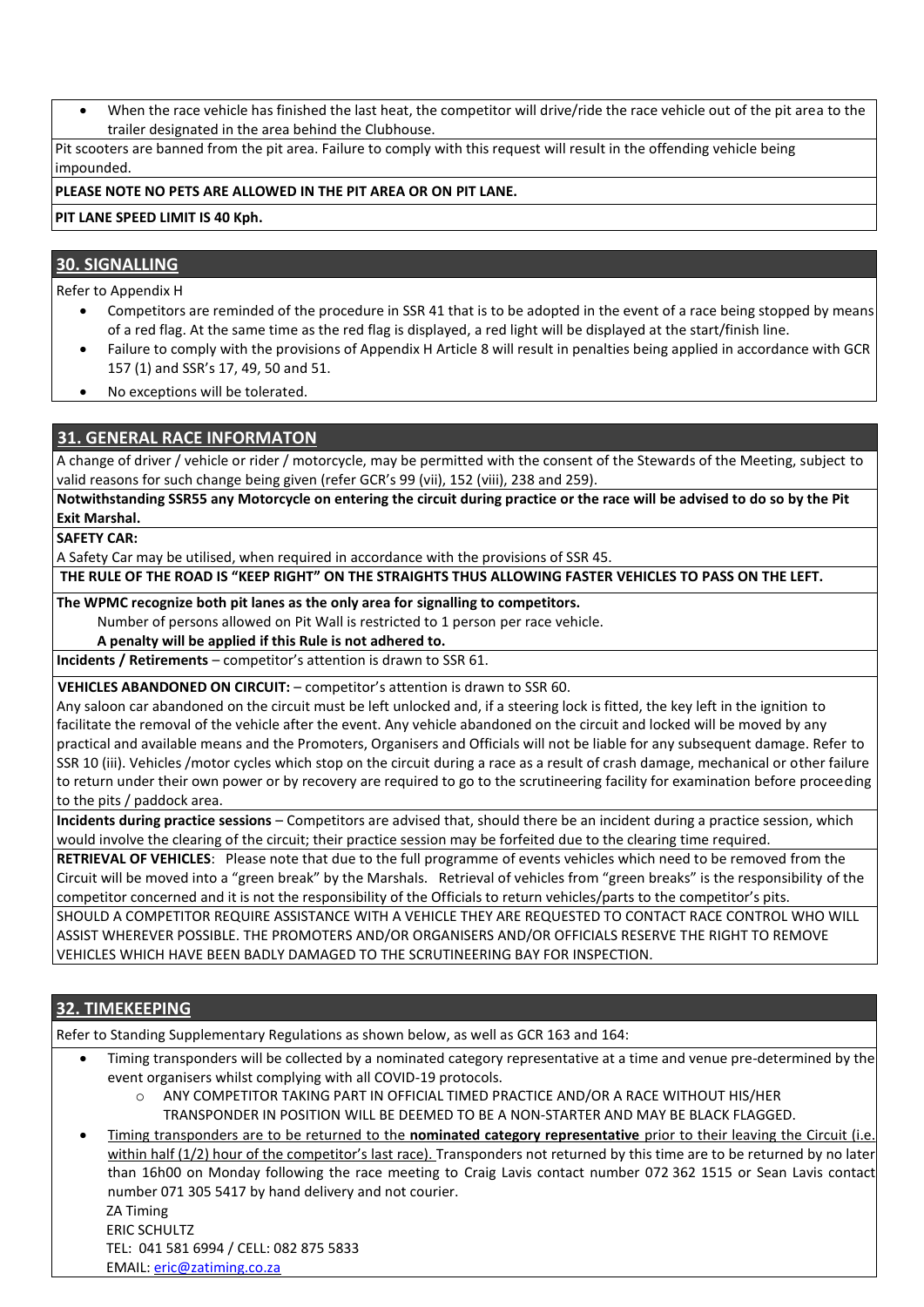- When the race vehicle has finished the last heat, the competitor will drive/ride the race vehicle out of the pit area to the trailer designated in the area behind the Clubhouse.

Pit scooters are banned from the pit area. Failure to comply with this request will result in the offending vehicle being impounded.

**PLEASE NOTE NO PETS ARE ALLOWED IN THE PIT AREA OR ON PIT LANE.**

**PIT LANE SPEED LIMIT IS 40 Kph.**

## 30. SIGNALLING

Refer to Appendix H

- Competitors are reminded of the procedure in SSR 41 that is to be adopted in the event of a race being stopped by means of a red flag. At the same time as the red flag is displayed, a red light will be displayed at the start/finish line.
- Failure to comply with the provisions of Appendix H Article 8 will result in penalties being applied in accordance with GCR 157 (1) and SSR's 17, 49, 50 and 51.
- No exceptions will be tolerated.

## 31. GENERAL RACE INFORMATON

A change of driver / vehicle or rider / motorcycle, may be permitted with the consent of the Stewards of the Meeting, subject to valid reasons for such change being given (refer GCR's 99 (vii), 152 (viii), 238 and 259).

**Notwithstanding SSR55 any Motorcycle on entering the circuit during practice or the race will be advised to do so by the Pit Exit Marshal.**

**SAFETY CAR:**

A Safety Car may be utilised, when required in accordance with the provisions of SSR 45.

**THE RULE OF THE ROAD IS "KEEP RIGHT" ON THE STRAIGHTS THUS ALLOWING FASTER VEHICLES TO PASS ON THE LEFT.**

**The WPMC recognize both pit lanes as the only area for signalling to competitors.**

Number of persons allowed on Pit Wall is restricted to 1 person per race vehicle.

**A penalty will be applied if this Rule is not adhered to.**

**Incidents / Retirements** – competitor's attention is drawn to SSR 61.

**VEHICLES ABANDONED ON CIRCUIT:** – competitor's attention is drawn to SSR 60.

Any saloon car abandoned on the circuit must be left unlocked and, if a steering lock is fitted, the key left in the ignition to facilitate the removal of the vehicle after the event. Any vehicle abandoned on the circuit and locked will be moved by any practical and available means and the Promoters, Organisers and Officials will not be liable for any subsequent damage. Refer to SSR 10 (iii). Vehicles /motor cycles which stop on the circuit during a race as a result of crash damage, mechanical or other failure to return under their own power or by recovery are required to go to the scrutineering facility for examination before proceeding to the pits / paddock area.

**Incidents during practice sessions** – Competitors are advised that, should there be an incident during a practice session, which would involve the clearing of the circuit; their practice session may be forfeited due to the clearing time required.

**RETRIEVAL OF VEHICLES**: Please note that due to the full programme of events vehicles which need to be removed from the Circuit will be moved into a "green break" by the Marshals. Retrieval of vehicles from "green breaks" is the responsibility of the competitor concerned and it is not the responsibility of the Officials to return vehicles/parts to the competitor's pits.

SHOULD A COMPETITOR REQUIRE ASSISTANCE WITH A VEHICLE THEY ARE REQUESTED TO CONTACT RACE CONTROL WHO WILL ASSIST WHEREVER POSSIBLE. THE PROMOTERS AND/OR ORGANISERS AND/OR OFFICIALS RESERVE THE RIGHT TO REMOVE VEHICLES WHICH HAVE BEEN BADLY DAMAGED TO THE SCRUTINEERING BAY FOR INSPECTION.

## 32. TIMEKEEPING

Refer to Standing Supplementary Regulations as shown below, as well as GCR 163 and 164:

- Timing transponders will be collected by a nominated category representative at a time and venue pre-determined by the event organisers whilst complying with all COVID-19 protocols.
  - ANY COMPETITOR TAKING PART IN OFFICIAL TIMED PRACTICE AND/OR A RACE WITHOUT HIS/HER TRANSPONDER IN POSITION WILL BE DEEMED TO BE A NON-STARTER AND MAY BE BLACK FLAGGED.
- Timing transponders are to be returned to the **nominated category representative** prior to their leaving the Circuit (i.e. within half (1/2) hour of the competitor's last race). Transponders not returned by this time are to be returned by no later than 16h00 on Monday following the race meeting to Craig Lavis contact number 072 362 1515 or Sean Lavis contact number 071 305 5417 by hand delivery and not courier.

  ZA Timing
  ERIC SCHULTZ
  TEL: 041 581 6994 / CELL: 082 875 5833
  EMAIL: eric@zatiming.co.za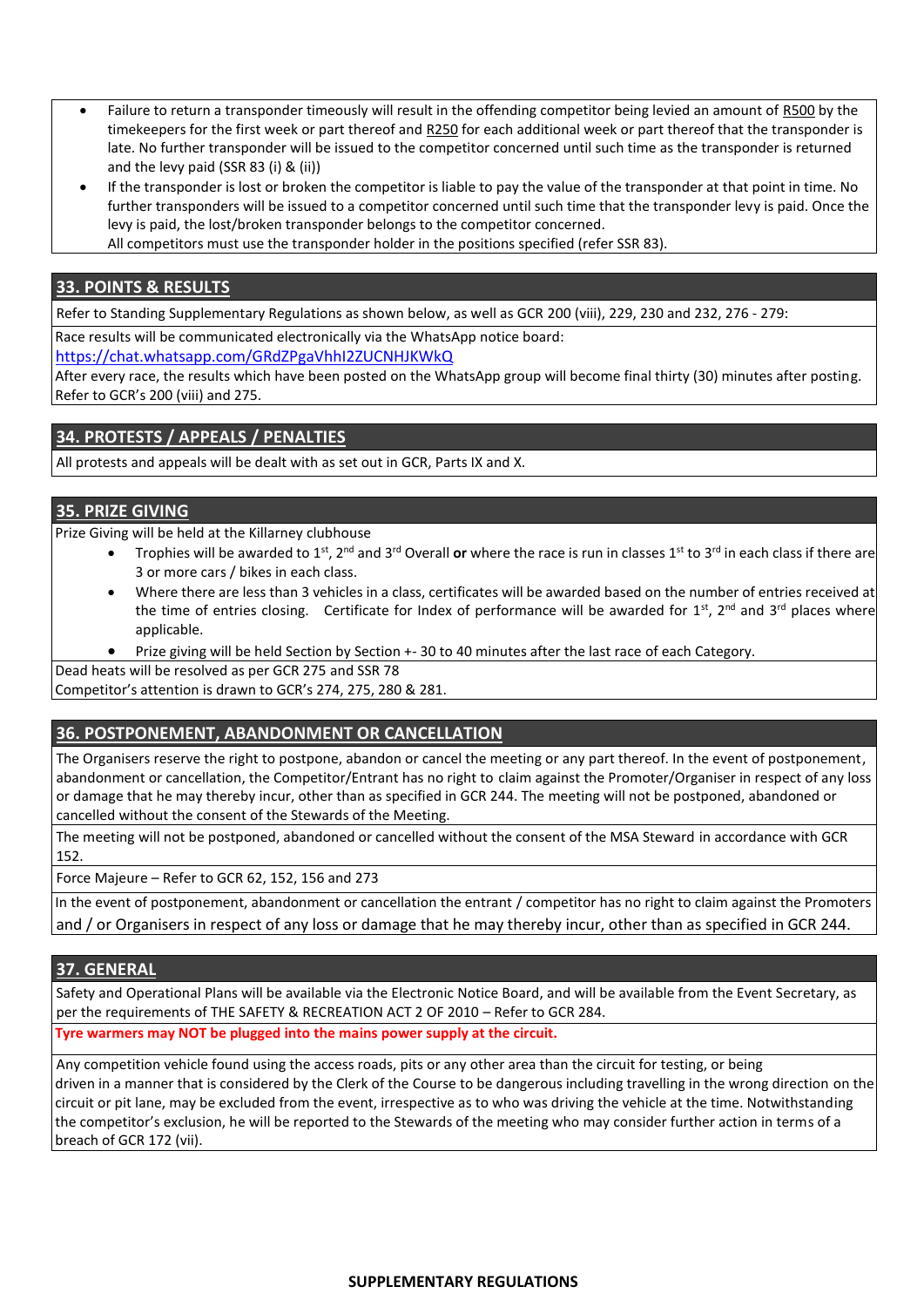- Failure to return a transponder timeously will result in the offending competitor being levied an amount of R500 by the timekeepers for the first week or part thereof and R250 for each additional week or part thereof that the transponder is late. No further transponder will be issued to the competitor concerned until such time as the transponder is returned and the levy paid (SSR 83 (i) & (ii))
- If the transponder is lost or broken the competitor is liable to pay the value of the transponder at that point in time. No further transponders will be issued to a competitor concerned until such time that the transponder levy is paid. Once the levy is paid, the lost/broken transponder belongs to the competitor concerned.
  All competitors must use the transponder holder in the positions specified (refer SSR 83).

## 33. POINTS & RESULTS

Refer to Standing Supplementary Regulations as shown below, as well as GCR 200 (viii), 229, 230 and 232, 276 - 279:

Race results will be communicated electronically via the WhatsApp notice board:
https://chat.whatsapp.com/GRdZPgaVhhI2ZUCNHJKWkQ
After every race, the results which have been posted on the WhatsApp group will become final thirty (30) minutes after posting. Refer to GCR's 200 (viii) and 275.

## 34. PROTESTS / APPEALS / PENALTIES

All protests and appeals will be dealt with as set out in GCR, Parts IX and X.

## 35. PRIZE GIVING

Prize Giving will be held at the Killarney clubhouse

- Trophies will be awarded to 1st, 2nd and 3rd Overall **or** where the race is run in classes 1st to 3rd in each class if there are 3 or more cars / bikes in each class.
- Where there are less than 3 vehicles in a class, certificates will be awarded based on the number of entries received at the time of entries closing. Certificate for Index of performance will be awarded for 1st, 2nd and 3rd places where applicable.
- Prize giving will be held Section by Section +- 30 to 40 minutes after the last race of each Category.

Dead heats will be resolved as per GCR 275 and SSR 78
Competitor's attention is drawn to GCR's 274, 275, 280 & 281.

## 36. POSTPONEMENT, ABANDONMENT OR CANCELLATION

The Organisers reserve the right to postpone, abandon or cancel the meeting or any part thereof. In the event of postponement, abandonment or cancellation, the Competitor/Entrant has no right to claim against the Promoter/Organiser in respect of any loss or damage that he may thereby incur, other than as specified in GCR 244. The meeting will not be postponed, abandoned or cancelled without the consent of the Stewards of the Meeting.

The meeting will not be postponed, abandoned or cancelled without the consent of the MSA Steward in accordance with GCR 152.

Force Majeure – Refer to GCR 62, 152, 156 and 273

In the event of postponement, abandonment or cancellation the entrant / competitor has no right to claim against the Promoters and / or Organisers in respect of any loss or damage that he may thereby incur, other than as specified in GCR 244.

## 37. GENERAL

Safety and Operational Plans will be available via the Electronic Notice Board, and will be available from the Event Secretary, as per the requirements of THE SAFETY & RECREATION ACT 2 OF 2010 – Refer to GCR 284.

**Tyre warmers may NOT be plugged into the mains power supply at the circuit.**

Any competition vehicle found using the access roads, pits or any other area than the circuit for testing, or being driven in a manner that is considered by the Clerk of the Course to be dangerous including travelling in the wrong direction on the circuit or pit lane, may be excluded from the event, irrespective as to who was driving the vehicle at the time. Notwithstanding the competitor's exclusion, he will be reported to the Stewards of the meeting who may consider further action in terms of a breach of GCR 172 (vii).